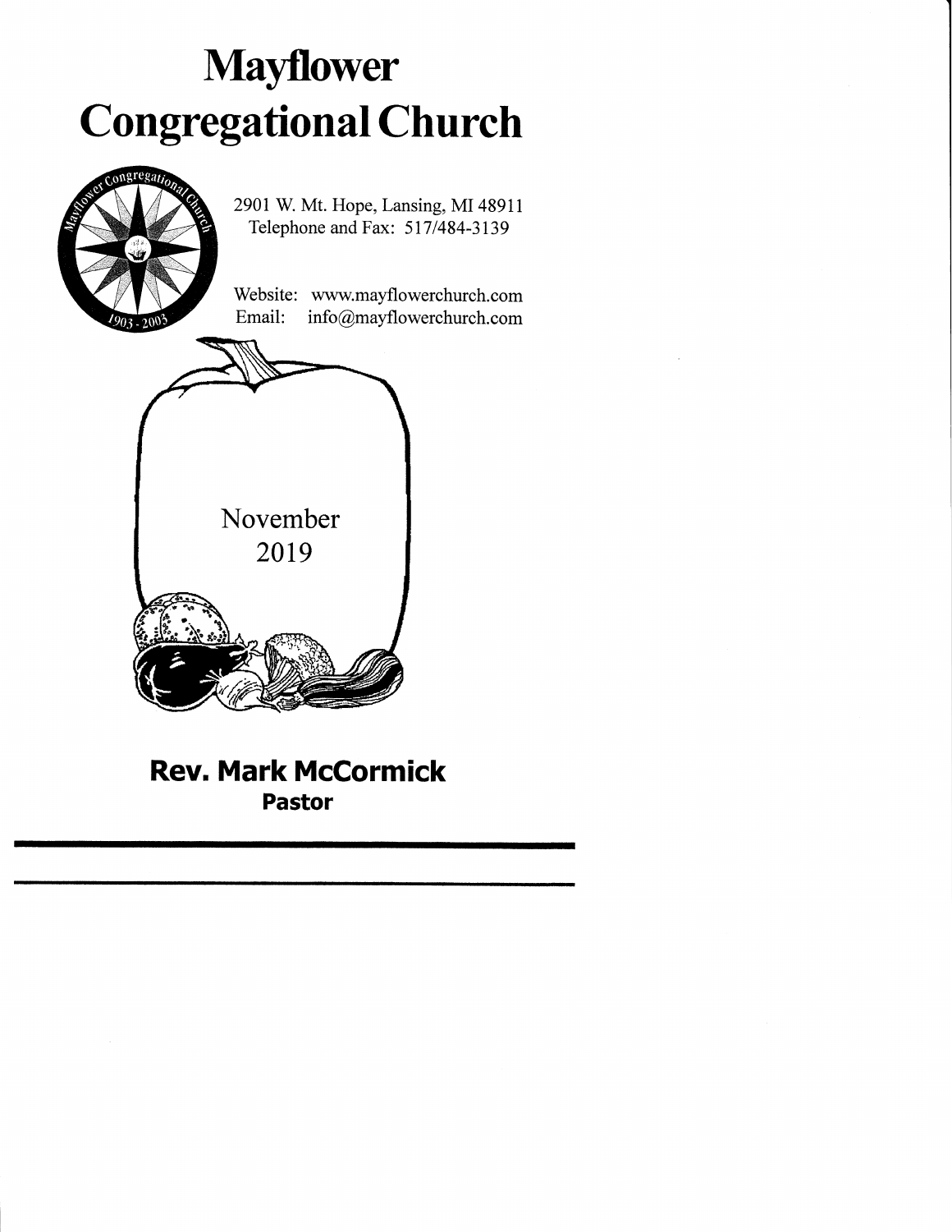# Mayflower Congregational Church

2901 W. Mt. Hope, Lansing, MI 48911
Telephone and Fax: 517/484-3139

Website: www.mayflowerchurch.com
Email: info@mayflowerchurch.com

November
2019

**Rev. Mark McCormick**
**Pastor**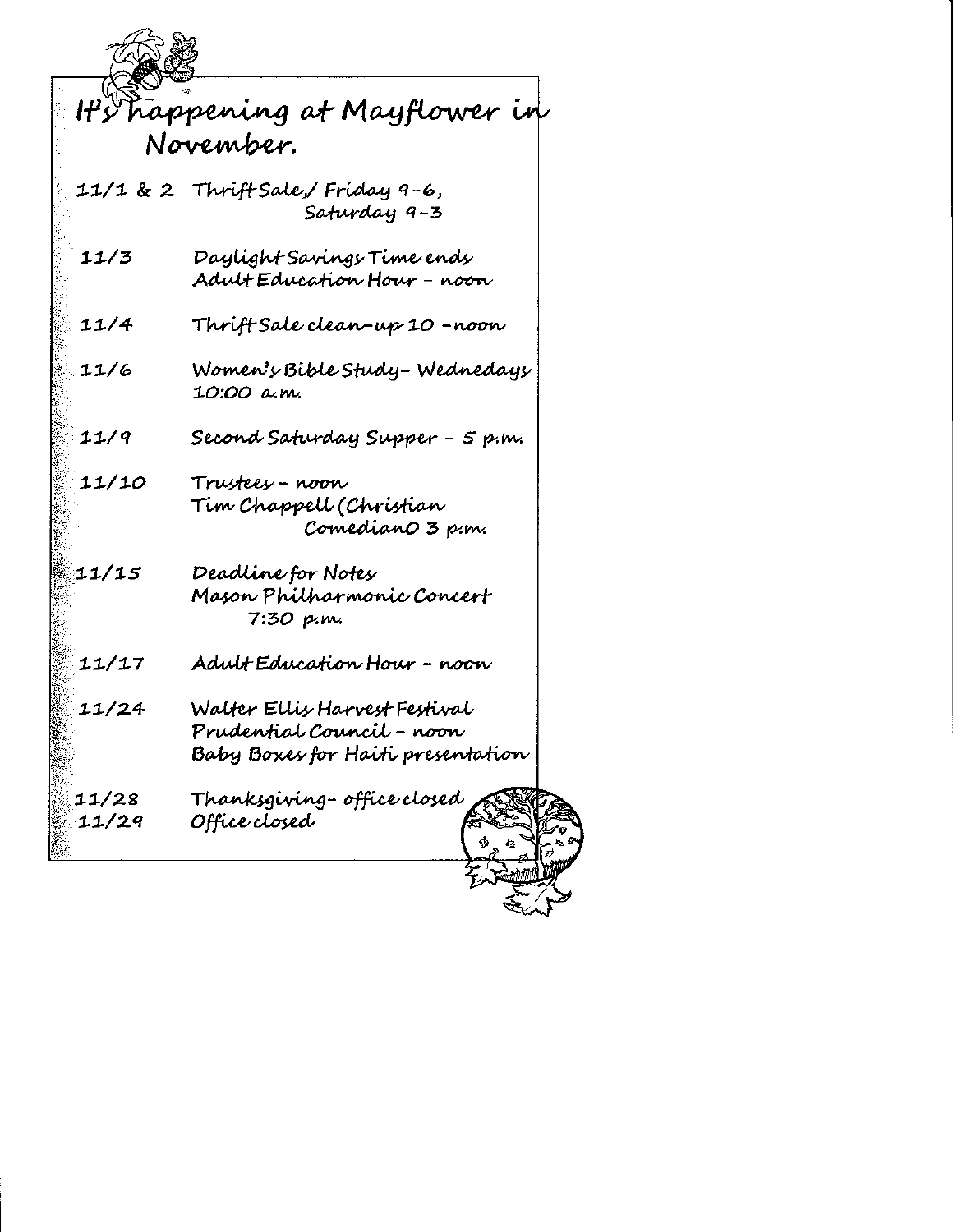# It's happening at Mayflower in November.

| | |
|---|---|
| 11/1 & 2 | Thrift Sale,/ Friday 9-6, Saturday 9-3 |
| 11/3 | Daylight Savings Time ends<br>Adult Education Hour - noon |
| 11/4 | Thrift Sale clean-up 10 - noon |
| 11/6 | Women's Bible Study- Wednedays 10:00 a.m. |
| 11/9 | Second Saturday Supper - 5 p.m. |
| 11/10 | Trustees - noon<br>Tim Chappell (Christian ComedianO 3 p.m. |
| 11/15 | Deadline for Notes<br>Mason Philharmonic Concert 7:30 p.m. |
| 11/17 | Adult Education Hour - noon |
| 11/24 | Walter Ellis Harvest Festival<br>Prudential Council - noon<br>Baby Boxes for Haiti presentation |
| 11/28 | Thanksgiving- office closed |
| 11/29 | Office closed |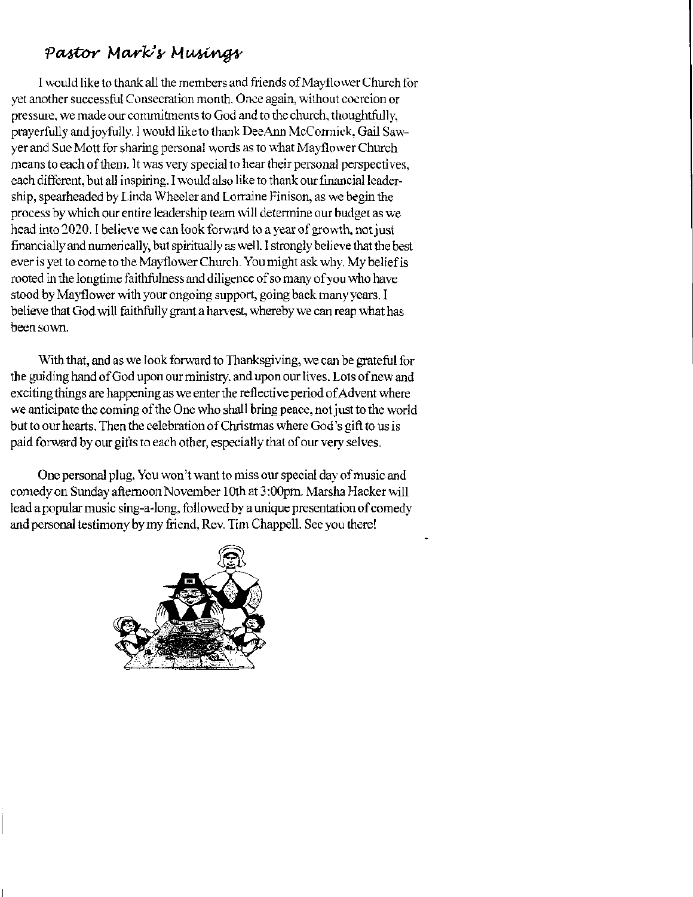## *Pastor Mark's Musings*

I would like to thank all the members and friends of Mayflower Church for yet another successful Consecration month. Once again, without coercion or pressure, we made our commitments to God and to the church, thoughtfully, prayerfully and joyfully. I would like to thank DeeAnn McCormick, Gail Sawyer and Sue Mott for sharing personal words as to what Mayflower Church means to each of them. It was very special to hear their personal perspectives, each different, but all inspiring. I would also like to thank our financial leadership, spearheaded by Linda Wheeler and Lorraine Finison, as we begin the process by which our entire leadership team will determine our budget as we head into 2020. I believe we can look forward to a year of growth, not just financially and numerically, but spiritually as well. I strongly believe that the best ever is yet to come to the Mayflower Church. You might ask why. My belief is rooted in the longtime faithfulness and diligence of so many of you who have stood by Mayflower with your ongoing support, going back many years. I believe that God will faithfully grant a harvest, whereby we can reap what has been sown.

With that, and as we look forward to Thanksgiving, we can be grateful for the guiding hand of God upon our ministry, and upon our lives. Lots of new and exciting things are happening as we enter the reflective period of Advent where we anticipate the coming of the One who shall bring peace, not just to the world but to our hearts. Then the celebration of Christmas where God's gift to us is paid forward by our gifts to each other, especially that of our very selves.

One personal plug. You won't want to miss our special day of music and comedy on Sunday afternoon November 10th at 3:00pm. Marsha Hacker will lead a popular music sing-a-long, followed by a unique presentation of comedy and personal testimony by my friend, Rev. Tim Chappell. See you there!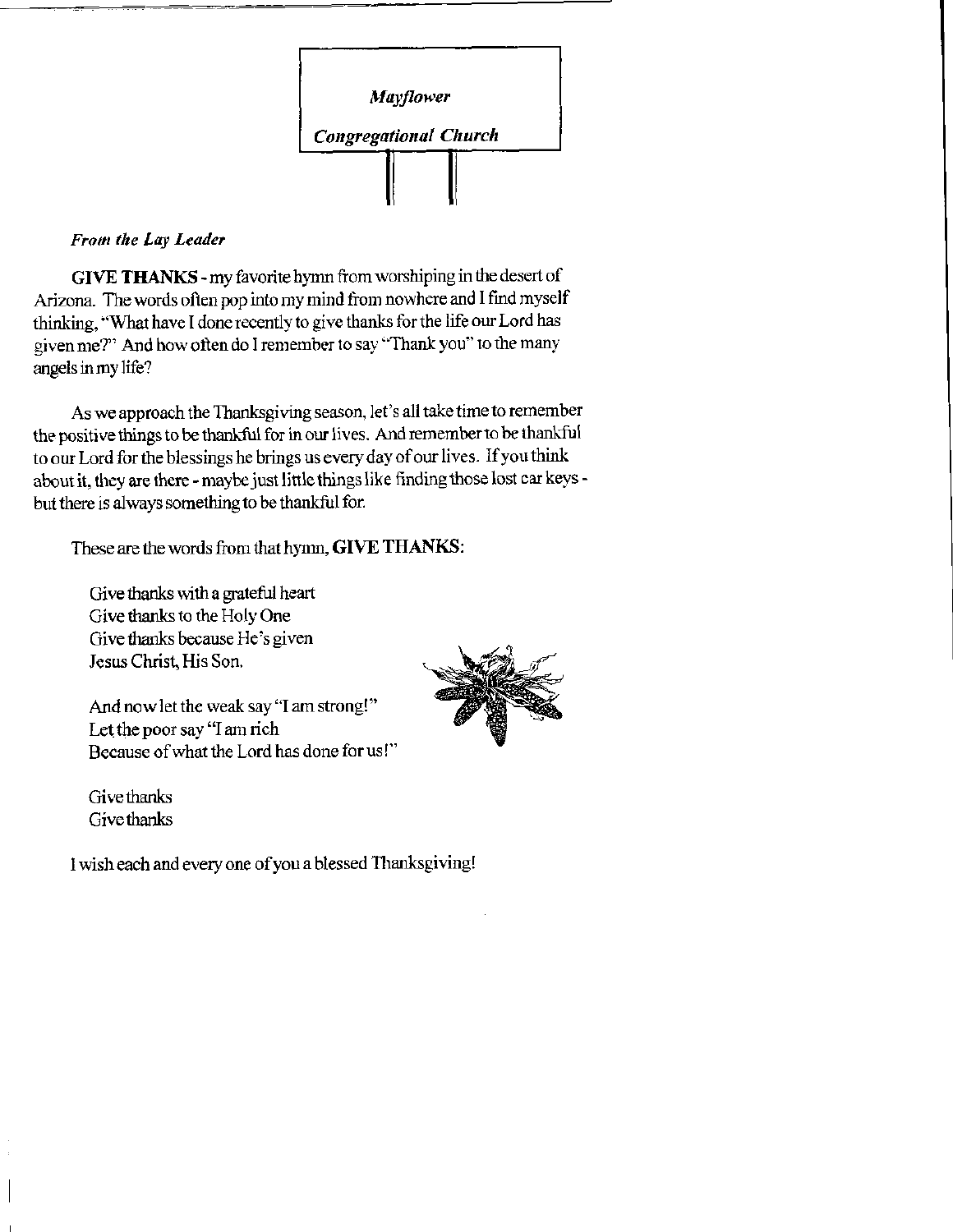*Mayflower*

***Congregational Church***

***From the Lay Leader***

**GIVE THANKS** - my favorite hymn from worshiping in the desert of Arizona. The words often pop into my mind from nowhere and I find myself thinking, "What have I done recently to give thanks for the life our Lord has given me?" And how often do I remember to say "Thank you" to the many angels in my life?

As we approach the Thanksgiving season, let's all take time to remember the positive things to be thankful for in our lives. And remember to be thankful to our Lord for the blessings he brings us every day of our lives. If you think about it, they are there - maybe just little things like finding those lost car keys - but there is always something to be thankful for.

These are the words from that hymn, **GIVE THANKS**:

Give thanks with a grateful heart
Give thanks to the Holy One
Give thanks because He's given
Jesus Christ, His Son.

And now let the weak say "I am strong!"
Let the poor say "I am rich
Because of what the Lord has done for us!"

Give thanks
Give thanks

I wish each and every one of you a blessed Thanksgiving!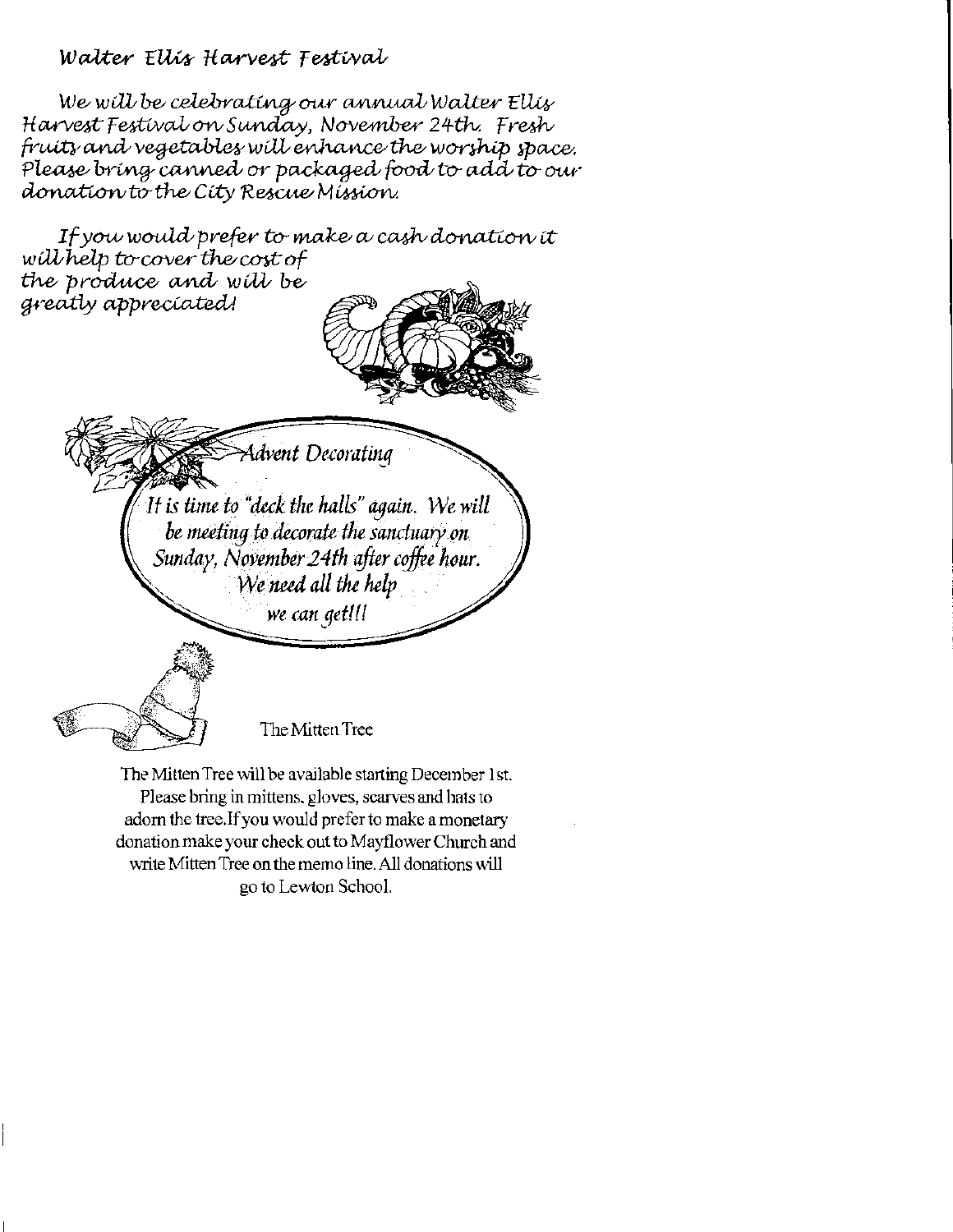## Walter Ellis Harvest Festival

*We will be celebrating our annual Walter Ellis Harvest Festival on Sunday, November 24th. Fresh fruits and vegetables will enhance the worship space. Please bring canned or packaged food to add to our donation to the City Rescue Mission.*

*If you would prefer to make a cash donation it will help to cover the cost of the produce and will be greatly appreciated!*

## Advent Decorating

*It is time to "deck the halls" again. We will be meeting to decorate the sanctuary on Sunday, November 24th after coffee hour. We need all the help we can get!!!*

## The Mitten Tree

The Mitten Tree will be available starting December 1st. Please bring in mittens, gloves, scarves and hats to adorn the tree.If you would prefer to make a monetary donation make your check out to Mayflower Church and write Mitten Tree on the memo line. All donations will go to Lewton School.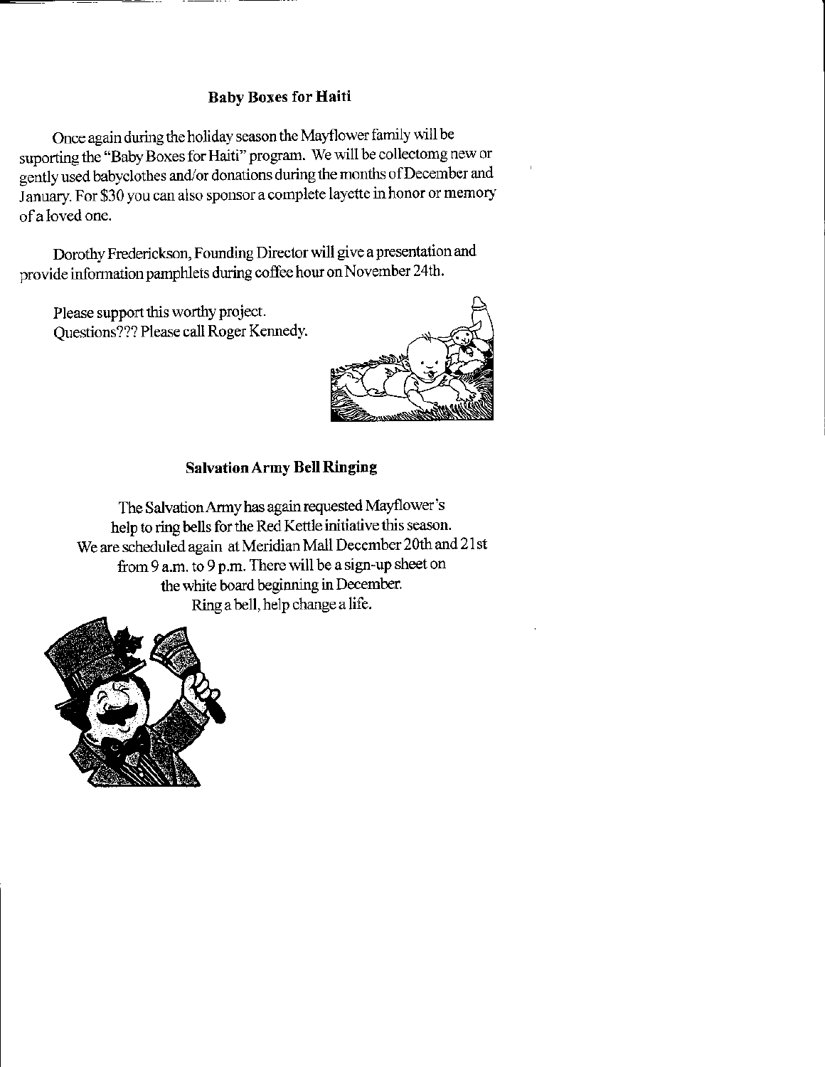## Baby Boxes for Haiti

Once again during the holiday season the Mayflower family will be suporting the "Baby Boxes for Haiti" program. We will be collectomg new or gently used babyclothes and/or donations during the months of December and January. For $30 you can also sponsor a complete layette in honor or memory of a loved one.

Dorothy Frederickson, Founding Director will give a presentation and provide information pamphlets during coffee hour on November 24th.

Please support this worthy project.
Questions??? Please call Roger Kennedy.

## Salvation Army Bell Ringing

The Salvation Army has again requested Mayflower's help to ring bells for the Red Kettle initiative this season. We are scheduled again at Meridian Mall December 20th and 21st from 9 a.m. to 9 p.m. There will be a sign-up sheet on the white board beginning in December.
Ring a bell, help change a life.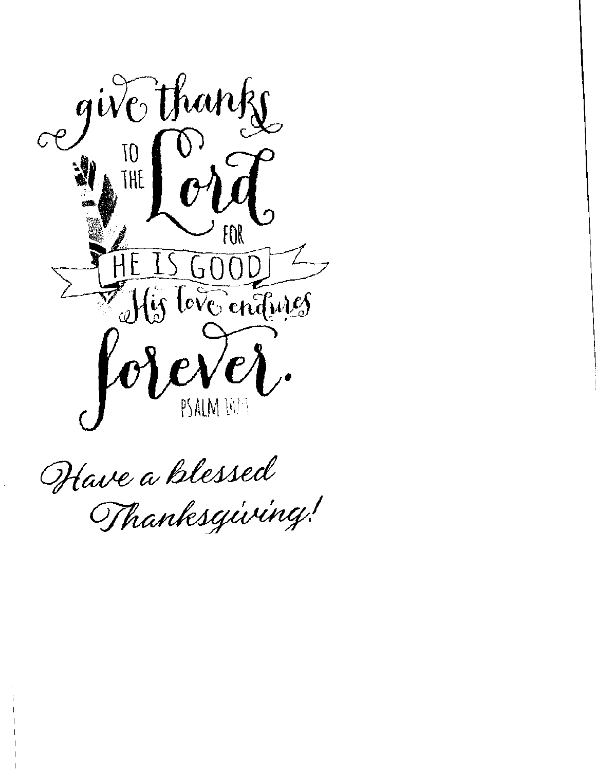give thanks to the Lord for HE IS GOOD His love endures forever.

PSALM 107:1

*Have a blessed Thanksgiving!*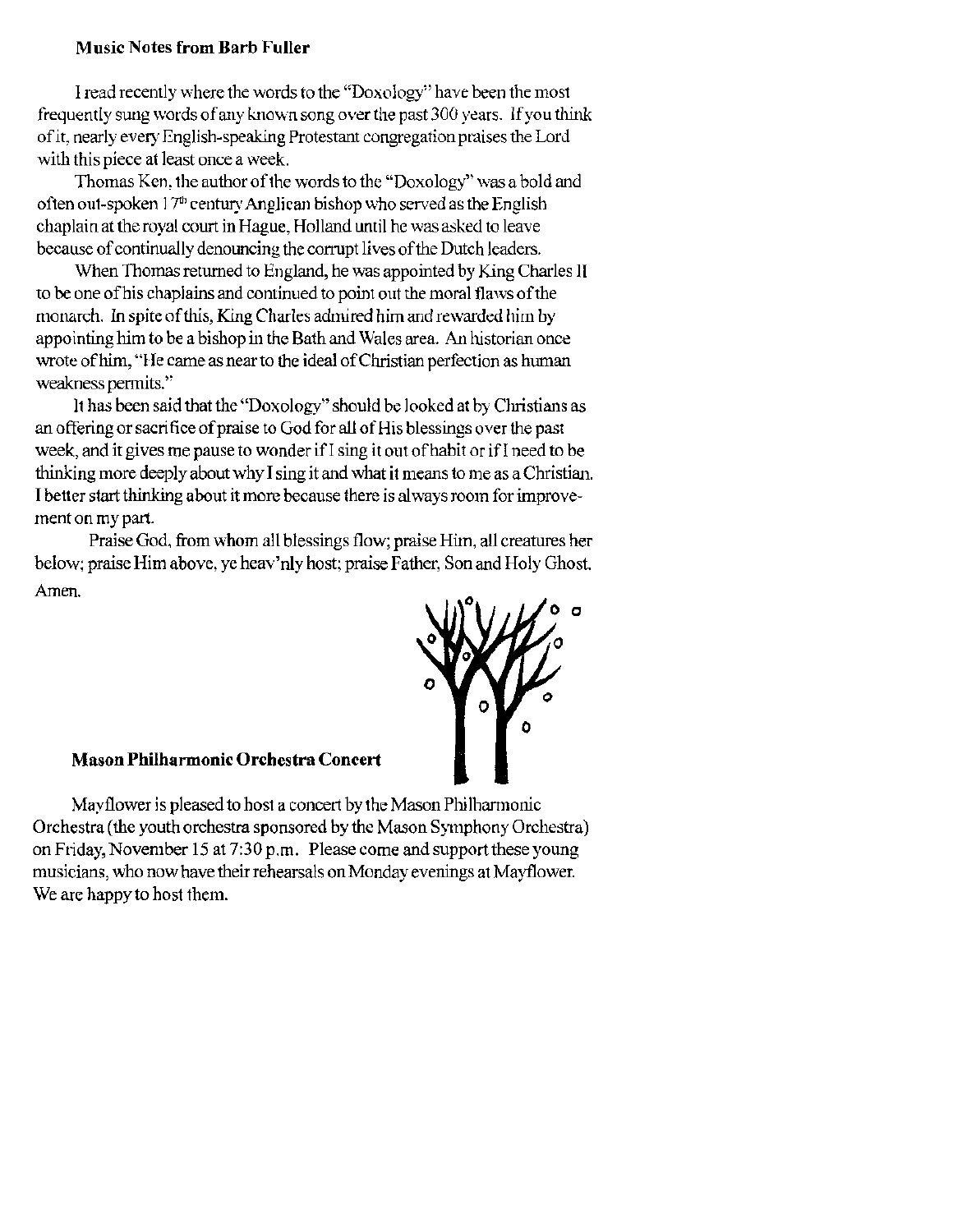**Music Notes from Barb Fuller**

I read recently where the words to the "Doxology" have been the most frequently sung words of any known song over the past 300 years. If you think of it, nearly every English-speaking Protestant congregation praises the Lord with this piece at least once a week.

Thomas Ken, the author of the words to the "Doxology" was a bold and often out-spoken 17th century Anglican bishop who served as the English chaplain at the royal court in Hague, Holland until he was asked to leave because of continually denouncing the corrupt lives of the Dutch leaders.

When Thomas returned to England, he was appointed by King Charles II to be one of his chaplains and continued to point out the moral flaws of the monarch. In spite of this, King Charles admired him and rewarded him by appointing him to be a bishop in the Bath and Wales area. An historian once wrote of him, "He came as near to the ideal of Christian perfection as human weakness permits."

It has been said that the "Doxology" should be looked at by Christians as an offering or sacrifice of praise to God for all of His blessings over the past week, and it gives me pause to wonder if I sing it out of habit or if I need to be thinking more deeply about why I sing it and what it means to me as a Christian. I better start thinking about it more because there is always room for improvement on my part.

Praise God, from whom all blessings flow; praise Him, all creatures her below; praise Him above, ye heav'nly host; praise Father, Son and Holy Ghost. Amen.

**Mason Philharmonic Orchestra Concert**

Mayflower is pleased to host a concert by the Mason Philharmonic Orchestra (the youth orchestra sponsored by the Mason Symphony Orchestra) on Friday, November 15 at 7:30 p.m. Please come and support these young musicians, who now have their rehearsals on Monday evenings at Mayflower. We are happy to host them.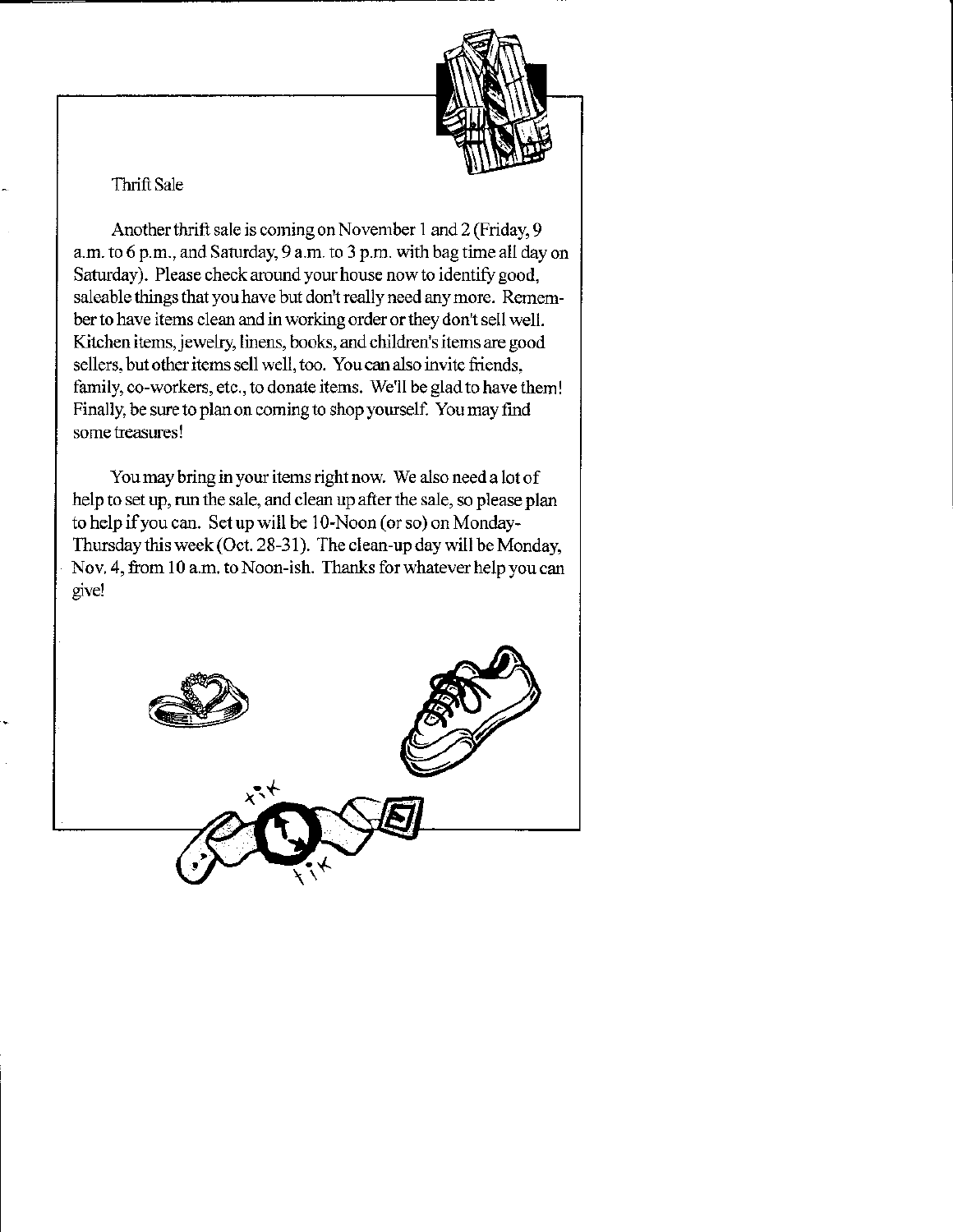## Thrift Sale

Another thrift sale is coming on November 1 and 2 (Friday, 9 a.m. to 6 p.m., and Saturday, 9 a.m. to 3 p.m. with bag time all day on Saturday). Please check around your house now to identify good, saleable things that you have but don't really need any more. Remember to have items clean and in working order or they don't sell well. Kitchen items, jewelry, linens, books, and children's items are good sellers, but other items sell well, too. You can also invite friends, family, co-workers, etc., to donate items. We'll be glad to have them! Finally, be sure to plan on coming to shop yourself. You may find some treasures!

You may bring in your items right now. We also need a lot of help to set up, run the sale, and clean up after the sale, so please plan to help if you can. Set up will be 10-Noon (or so) on Monday-Thursday this week (Oct. 28-31). The clean-up day will be Monday, Nov. 4, from 10 a.m. to Noon-ish. Thanks for whatever help you can give!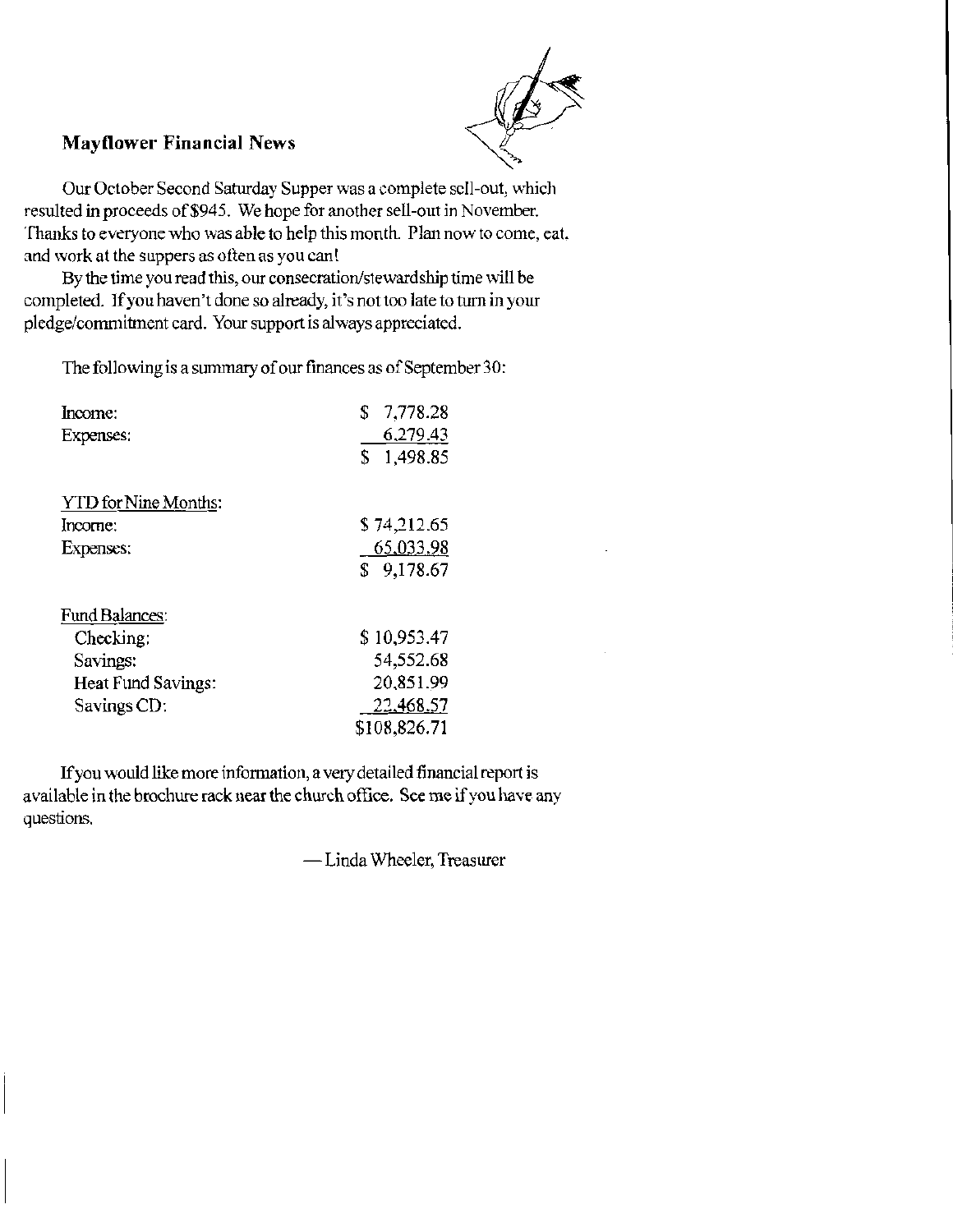### Mayflower Financial News

Our October Second Saturday Supper was a complete sell-out, which resulted in proceeds of $945. We hope for another sell-out in November. Thanks to everyone who was able to help this month. Plan now to come, eat, and work at the suppers as often as you can!

By the time you read this, our consecration/stewardship time will be completed. If you haven't done so already, it's not too late to turn in your pledge/commitment card. Your support is always appreciated.

The following is a summary of our finances as of September 30:

| | |
|---|---|
| Income: | $ 7,778.28 |
| Expenses: | 6,279.43 |
| | $ 1,498.85 |
| | |
| YTD for Nine Months: | |
| Income: | $ 74,212.65 |
| Expenses: | 65,033.98 |
| | $ 9,178.67 |
| | |
| Fund Balances: | |
| Checking: | $ 10,953.47 |
| Savings: | 54,552.68 |
| Heat Fund Savings: | 20,851.99 |
| Savings CD: | 22,468.57 |
| | $108,826.71 |

If you would like more information, a very detailed financial report is available in the brochure rack near the church office. See me if you have any questions.

— Linda Wheeler, Treasurer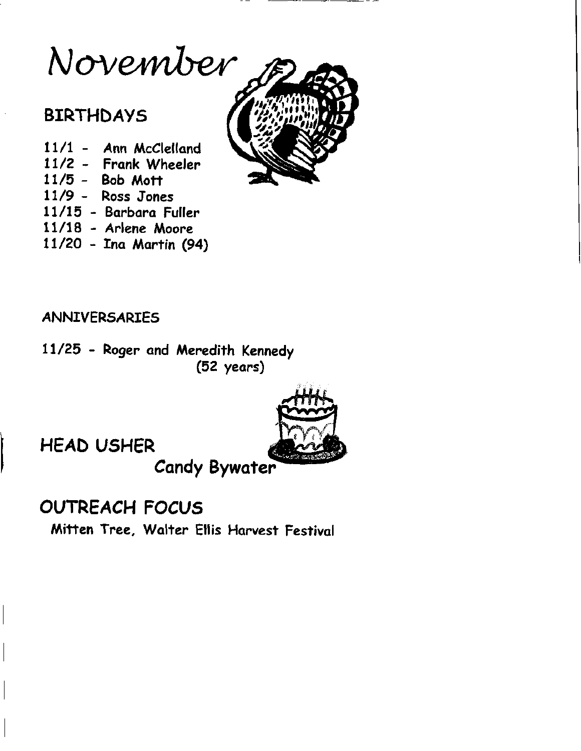# November

## BIRTHDAYS

11/1 - Ann McClelland
11/2 - Frank Wheeler
11/5 - Bob Mott
11/9 - Ross Jones
11/15 - Barbara Fuller
11/18 - Arlene Moore
11/20 - Ina Martin (94)

## ANNIVERSARIES

11/25 - Roger and Meredith Kennedy (52 years)

## HEAD USHER

Candy Bywater

## OUTREACH FOCUS

Mitten Tree, Walter Ellis Harvest Festival